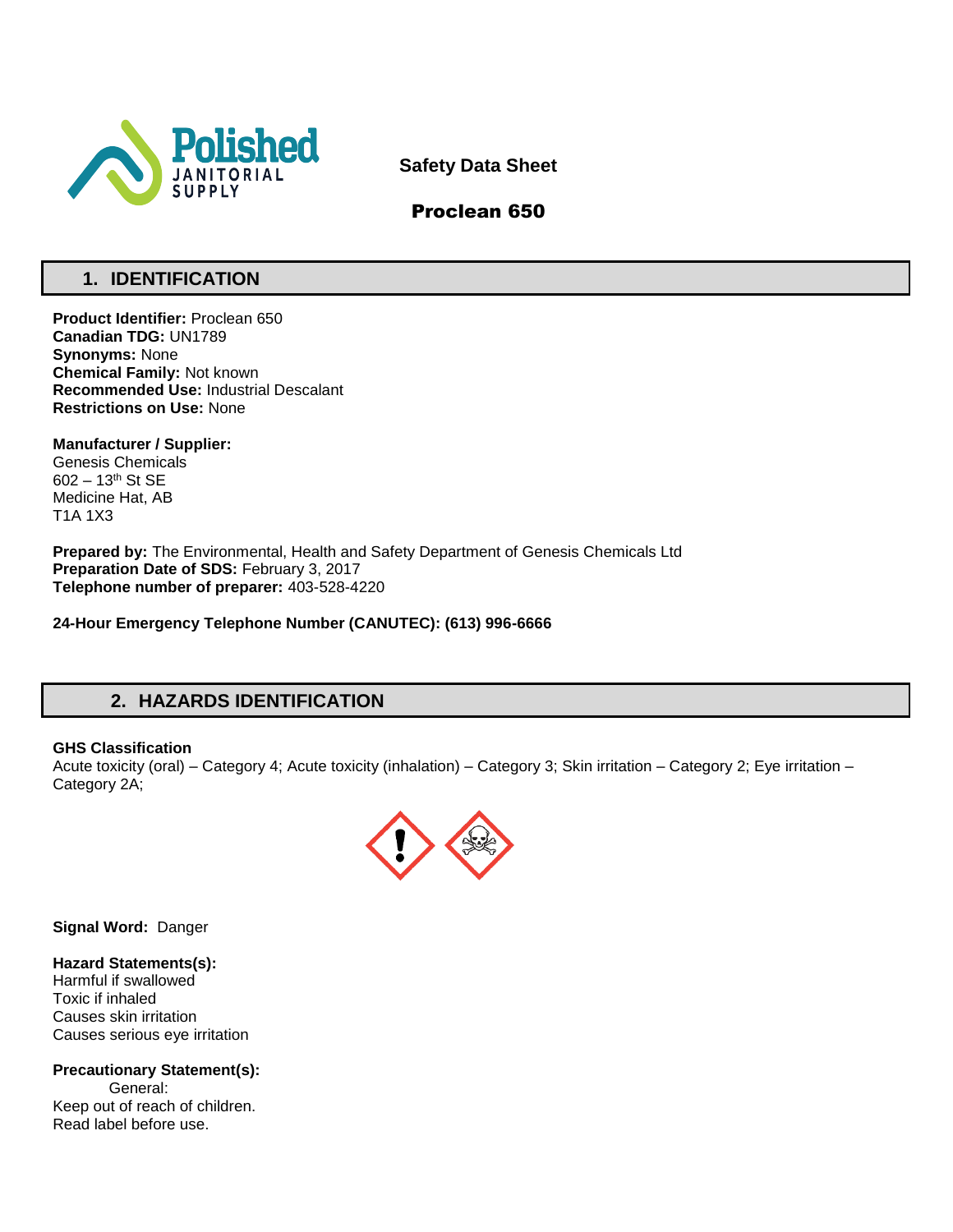Polished JANITORIAL SUPPLY

# Safety Data Sheet

# Proclean 650

## 1. IDENTIFICATION

**Product Identifier:** Proclean 650
**Canadian TDG:** UN1789
**Synonyms:** None
**Chemical Family:** Not known
**Recommended Use:** Industrial Descalant
**Restrictions on Use:** None

**Manufacturer / Supplier:**
Genesis Chemicals
602 – 13th St SE
Medicine Hat, AB
T1A 1X3

**Prepared by:** The Environmental, Health and Safety Department of Genesis Chemicals Ltd
**Preparation Date of SDS:** February 3, 2017
**Telephone number of preparer:** 403-528-4220

**24-Hour Emergency Telephone Number (CANUTEC): (613) 996-6666**

## 2. HAZARDS IDENTIFICATION

**GHS Classification**
Acute toxicity (oral) – Category 4; Acute toxicity (inhalation) – Category 3; Skin irritation – Category 2; Eye irritation – Category 2A;

**Signal Word:** Danger

**Hazard Statements(s):**
Harmful if swallowed
Toxic if inhaled
Causes skin irritation
Causes serious eye irritation

**Precautionary Statement(s):**
General:
Keep out of reach of children.
Read label before use.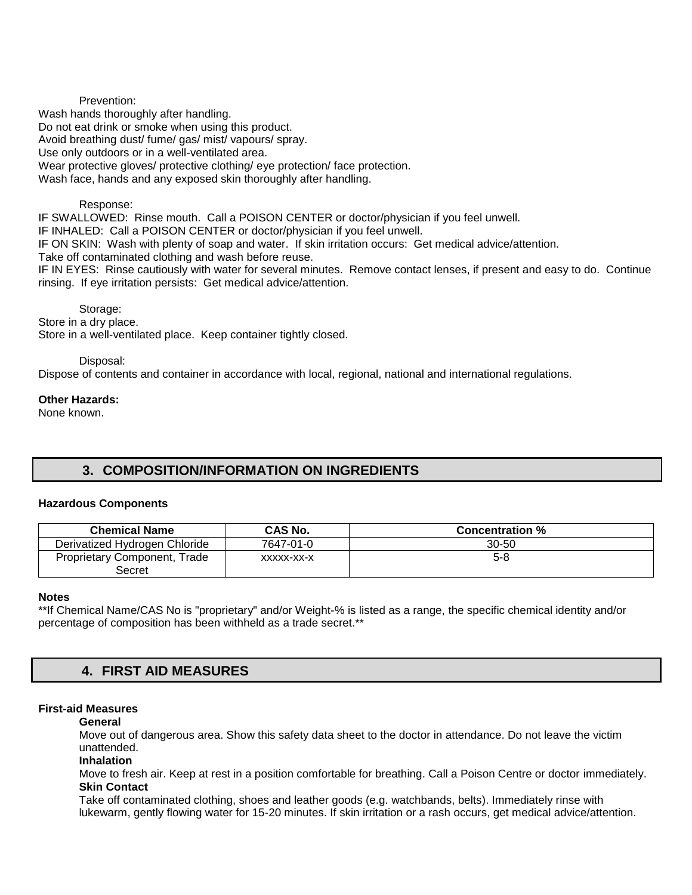Prevention:

Wash hands thoroughly after handling.
Do not eat drink or smoke when using this product.
Avoid breathing dust/ fume/ gas/ mist/ vapours/ spray.
Use only outdoors or in a well-ventilated area.
Wear protective gloves/ protective clothing/ eye protection/ face protection.
Wash face, hands and any exposed skin thoroughly after handling.

Response:

IF SWALLOWED: Rinse mouth. Call a POISON CENTER or doctor/physician if you feel unwell.
IF INHALED: Call a POISON CENTER or doctor/physician if you feel unwell.
IF ON SKIN: Wash with plenty of soap and water. If skin irritation occurs: Get medical advice/attention.
Take off contaminated clothing and wash before reuse.
IF IN EYES: Rinse cautiously with water for several minutes. Remove contact lenses, if present and easy to do. Continue rinsing. If eye irritation persists: Get medical advice/attention.

Storage:

Store in a dry place.
Store in a well-ventilated place. Keep container tightly closed.

Disposal:

Dispose of contents and container in accordance with local, regional, national and international regulations.

**Other Hazards:**
None known.

## 3. COMPOSITION/INFORMATION ON INGREDIENTS

**Hazardous Components**

| Chemical Name | CAS No. | Concentration % |
|---|---|---|
| Derivatized Hydrogen Chloride | 7647-01-0 | 30-50 |
| Proprietary Component, Trade Secret | xxxxx-xx-x | 5-8 |

**Notes**
**If Chemical Name/CAS No is "proprietary" and/or Weight-% is listed as a range, the specific chemical identity and/or percentage of composition has been withheld as a trade secret.**

## 4. FIRST AID MEASURES

**First-aid Measures**

**General**
Move out of dangerous area. Show this safety data sheet to the doctor in attendance. Do not leave the victim unattended.

**Inhalation**
Move to fresh air. Keep at rest in a position comfortable for breathing. Call a Poison Centre or doctor immediately.

**Skin Contact**
Take off contaminated clothing, shoes and leather goods (e.g. watchbands, belts). Immediately rinse with lukewarm, gently flowing water for 15-20 minutes. If skin irritation or a rash occurs, get medical advice/attention.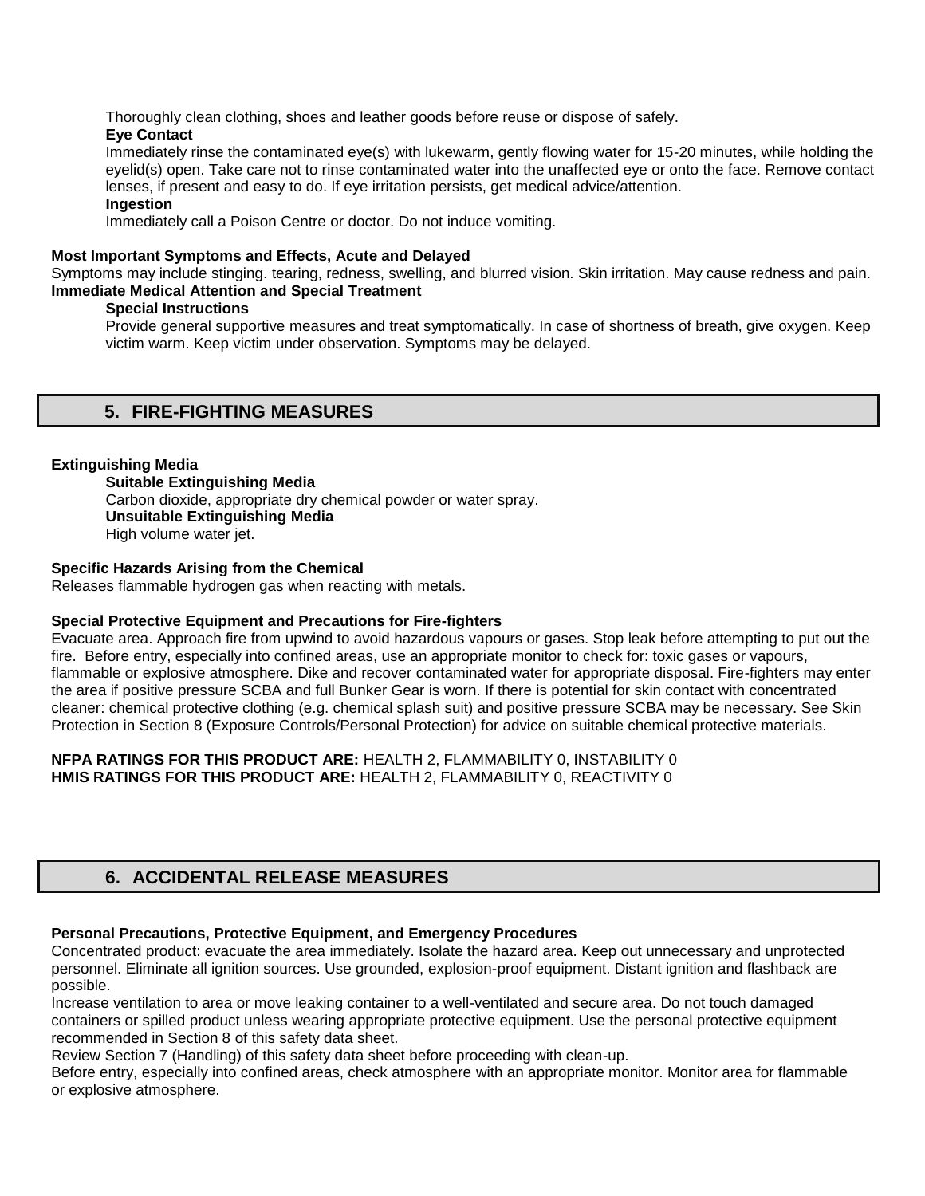Thoroughly clean clothing, shoes and leather goods before reuse or dispose of safely.

**Eye Contact**

Immediately rinse the contaminated eye(s) with lukewarm, gently flowing water for 15-20 minutes, while holding the eyelid(s) open. Take care not to rinse contaminated water into the unaffected eye or onto the face. Remove contact lenses, if present and easy to do. If eye irritation persists, get medical advice/attention.

**Ingestion**

Immediately call a Poison Centre or doctor. Do not induce vomiting.

**Most Important Symptoms and Effects, Acute and Delayed**

Symptoms may include stinging. tearing, redness, swelling, and blurred vision. Skin irritation. May cause redness and pain.

**Immediate Medical Attention and Special Treatment**

**Special Instructions**

Provide general supportive measures and treat symptomatically. In case of shortness of breath, give oxygen. Keep victim warm. Keep victim under observation. Symptoms may be delayed.

## 5. FIRE-FIGHTING MEASURES

**Extinguishing Media**

**Suitable Extinguishing Media**

Carbon dioxide, appropriate dry chemical powder or water spray.

**Unsuitable Extinguishing Media**

High volume water jet.

**Specific Hazards Arising from the Chemical**

Releases flammable hydrogen gas when reacting with metals.

**Special Protective Equipment and Precautions for Fire-fighters**

Evacuate area. Approach fire from upwind to avoid hazardous vapours or gases. Stop leak before attempting to put out the fire. Before entry, especially into confined areas, use an appropriate monitor to check for: toxic gases or vapours, flammable or explosive atmosphere. Dike and recover contaminated water for appropriate disposal. Fire-fighters may enter the area if positive pressure SCBA and full Bunker Gear is worn. If there is potential for skin contact with concentrated cleaner: chemical protective clothing (e.g. chemical splash suit) and positive pressure SCBA may be necessary. See Skin Protection in Section 8 (Exposure Controls/Personal Protection) for advice on suitable chemical protective materials.

**NFPA RATINGS FOR THIS PRODUCT ARE:** HEALTH 2, FLAMMABILITY 0, INSTABILITY 0
**HMIS RATINGS FOR THIS PRODUCT ARE:** HEALTH 2, FLAMMABILITY 0, REACTIVITY 0

## 6. ACCIDENTAL RELEASE MEASURES

**Personal Precautions, Protective Equipment, and Emergency Procedures**

Concentrated product: evacuate the area immediately. Isolate the hazard area. Keep out unnecessary and unprotected personnel. Eliminate all ignition sources. Use grounded, explosion-proof equipment. Distant ignition and flashback are possible.

Increase ventilation to area or move leaking container to a well-ventilated and secure area. Do not touch damaged containers or spilled product unless wearing appropriate protective equipment. Use the personal protective equipment recommended in Section 8 of this safety data sheet.

Review Section 7 (Handling) of this safety data sheet before proceeding with clean-up.

Before entry, especially into confined areas, check atmosphere with an appropriate monitor. Monitor area for flammable or explosive atmosphere.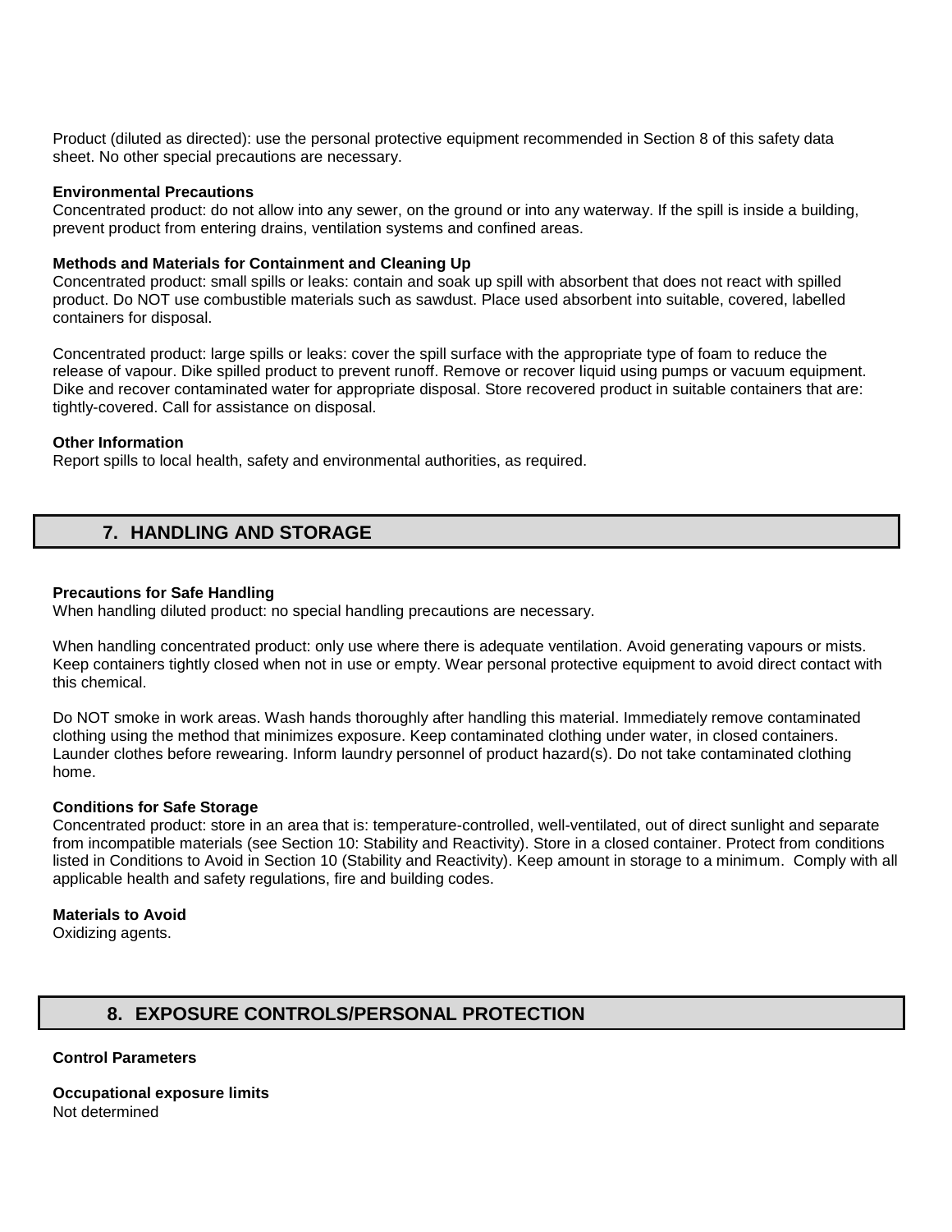Product (diluted as directed): use the personal protective equipment recommended in Section 8 of this safety data sheet. No other special precautions are necessary.

**Environmental Precautions**
Concentrated product: do not allow into any sewer, on the ground or into any waterway. If the spill is inside a building, prevent product from entering drains, ventilation systems and confined areas.

**Methods and Materials for Containment and Cleaning Up**
Concentrated product: small spills or leaks: contain and soak up spill with absorbent that does not react with spilled product. Do NOT use combustible materials such as sawdust. Place used absorbent into suitable, covered, labelled containers for disposal.

Concentrated product: large spills or leaks: cover the spill surface with the appropriate type of foam to reduce the release of vapour. Dike spilled product to prevent runoff. Remove or recover liquid using pumps or vacuum equipment. Dike and recover contaminated water for appropriate disposal. Store recovered product in suitable containers that are: tightly-covered. Call for assistance on disposal.

**Other Information**
Report spills to local health, safety and environmental authorities, as required.

## 7. HANDLING AND STORAGE

**Precautions for Safe Handling**
When handling diluted product: no special handling precautions are necessary.

When handling concentrated product: only use where there is adequate ventilation. Avoid generating vapours or mists. Keep containers tightly closed when not in use or empty. Wear personal protective equipment to avoid direct contact with this chemical.

Do NOT smoke in work areas. Wash hands thoroughly after handling this material. Immediately remove contaminated clothing using the method that minimizes exposure. Keep contaminated clothing under water, in closed containers. Launder clothes before rewearing. Inform laundry personnel of product hazard(s). Do not take contaminated clothing home.

**Conditions for Safe Storage**
Concentrated product: store in an area that is: temperature-controlled, well-ventilated, out of direct sunlight and separate from incompatible materials (see Section 10: Stability and Reactivity). Store in a closed container. Protect from conditions listed in Conditions to Avoid in Section 10 (Stability and Reactivity). Keep amount in storage to a minimum. Comply with all applicable health and safety regulations, fire and building codes.

**Materials to Avoid**
Oxidizing agents.

## 8. EXPOSURE CONTROLS/PERSONAL PROTECTION

**Control Parameters**

**Occupational exposure limits**
Not determined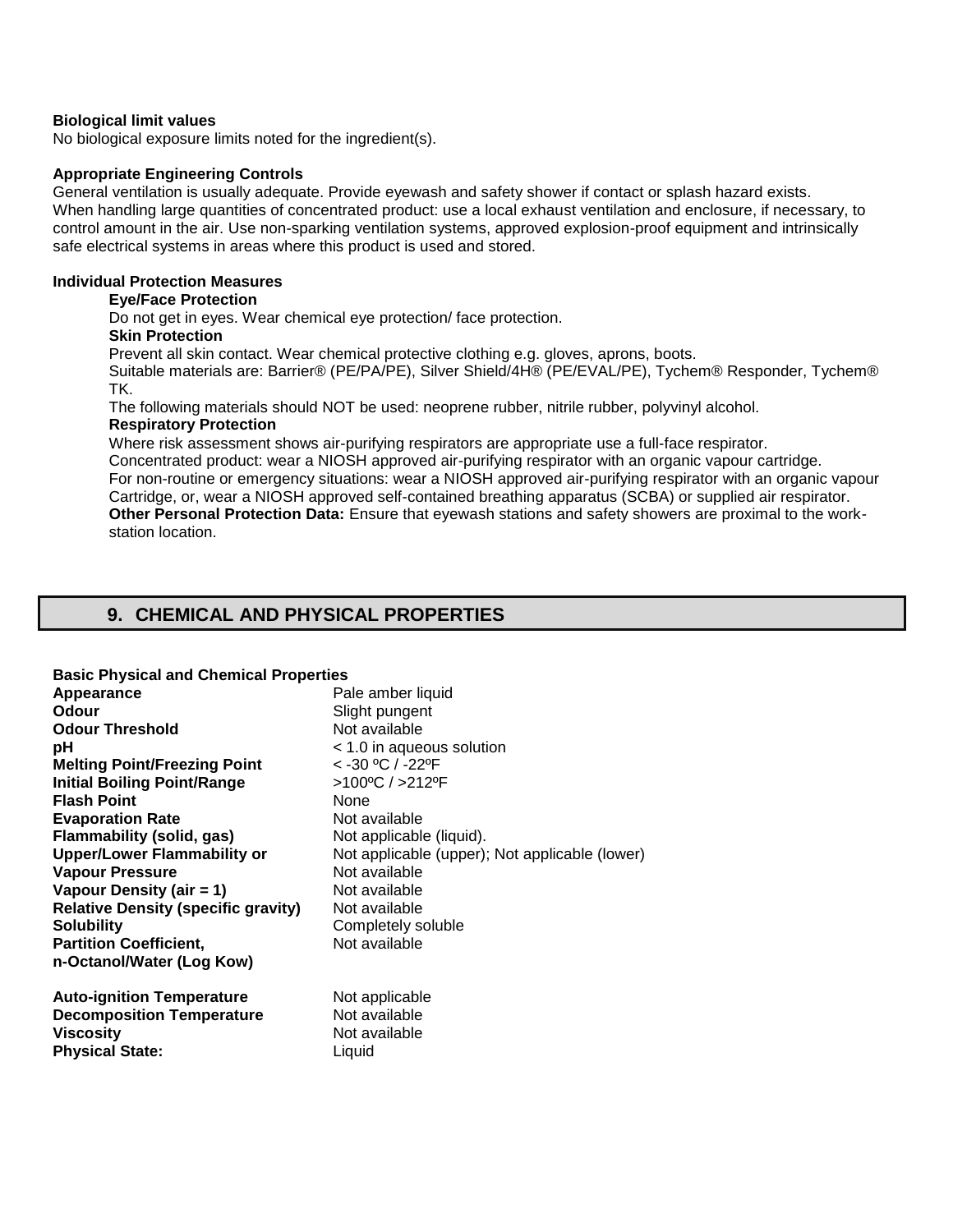**Biological limit values**

No biological exposure limits noted for the ingredient(s).

**Appropriate Engineering Controls**

General ventilation is usually adequate. Provide eyewash and safety shower if contact or splash hazard exists. When handling large quantities of concentrated product: use a local exhaust ventilation and enclosure, if necessary, to control amount in the air. Use non-sparking ventilation systems, approved explosion-proof equipment and intrinsically safe electrical systems in areas where this product is used and stored.

**Individual Protection Measures**

**Eye/Face Protection**

Do not get in eyes. Wear chemical eye protection/ face protection.

**Skin Protection**

Prevent all skin contact. Wear chemical protective clothing e.g. gloves, aprons, boots.

Suitable materials are: Barrier® (PE/PA/PE), Silver Shield/4H® (PE/EVAL/PE), Tychem® Responder, Tychem® TK.

The following materials should NOT be used: neoprene rubber, nitrile rubber, polyvinyl alcohol.

**Respiratory Protection**

Where risk assessment shows air-purifying respirators are appropriate use a full-face respirator.

Concentrated product: wear a NIOSH approved air-purifying respirator with an organic vapour cartridge.

For non-routine or emergency situations: wear a NIOSH approved air-purifying respirator with an organic vapour Cartridge, or, wear a NIOSH approved self-contained breathing apparatus (SCBA) or supplied air respirator.

**Other Personal Protection Data:** Ensure that eyewash stations and safety showers are proximal to the work-station location.

## 9. CHEMICAL AND PHYSICAL PROPERTIES

**Basic Physical and Chemical Properties**

| | |
|---|---|
| **Appearance** | Pale amber liquid |
| **Odour** | Slight pungent |
| **Odour Threshold** | Not available |
| **pH** | < 1.0 in aqueous solution |
| **Melting Point/Freezing Point** | < -30 ºC / -22ºF |
| **Initial Boiling Point/Range** | >100ºC / >212ºF |
| **Flash Point** | None |
| **Evaporation Rate** | Not available |
| **Flammability (solid, gas)** | Not applicable (liquid). |
| **Upper/Lower Flammability or** | Not applicable (upper); Not applicable (lower) |
| **Vapour Pressure** | Not available |
| **Vapour Density (air = 1)** | Not available |
| **Relative Density (specific gravity)** | Not available |
| **Solubility** | Completely soluble |
| **Partition Coefficient, n-Octanol/Water (Log Kow)** | Not available |
| **Auto-ignition Temperature** | Not applicable |
| **Decomposition Temperature** | Not available |
| **Viscosity** | Not available |
| **Physical State:** | Liquid |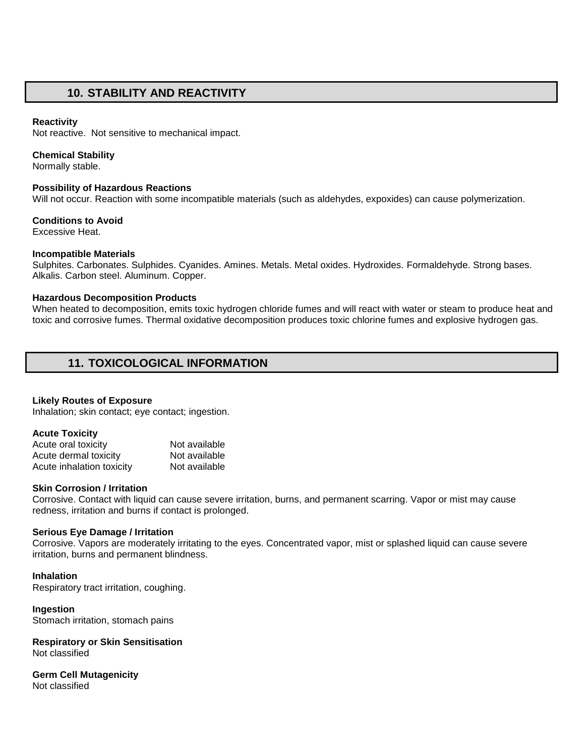## 10. STABILITY AND REACTIVITY

**Reactivity**
Not reactive. Not sensitive to mechanical impact.

**Chemical Stability**
Normally stable.

**Possibility of Hazardous Reactions**
Will not occur. Reaction with some incompatible materials (such as aldehydes, expoxides) can cause polymerization.

**Conditions to Avoid**
Excessive Heat.

**Incompatible Materials**
Sulphites. Carbonates. Sulphides. Cyanides. Amines. Metals. Metal oxides. Hydroxides. Formaldehyde. Strong bases. Alkalis. Carbon steel. Aluminum. Copper.

**Hazardous Decomposition Products**
When heated to decomposition, emits toxic hydrogen chloride fumes and will react with water or steam to produce heat and toxic and corrosive fumes. Thermal oxidative decomposition produces toxic chlorine fumes and explosive hydrogen gas.

## 11. TOXICOLOGICAL INFORMATION

**Likely Routes of Exposure**
Inhalation; skin contact; eye contact; ingestion.

**Acute Toxicity**

| | |
|---|---|
| Acute oral toxicity | Not available |
| Acute dermal toxicity | Not available |
| Acute inhalation toxicity | Not available |

**Skin Corrosion / Irritation**
Corrosive. Contact with liquid can cause severe irritation, burns, and permanent scarring. Vapor or mist may cause redness, irritation and burns if contact is prolonged.

**Serious Eye Damage / Irritation**
Corrosive. Vapors are moderately irritating to the eyes. Concentrated vapor, mist or splashed liquid can cause severe irritation, burns and permanent blindness.

**Inhalation**
Respiratory tract irritation, coughing.

**Ingestion**
Stomach irritation, stomach pains

**Respiratory or Skin Sensitisation**
Not classified

**Germ Cell Mutagenicity**
Not classified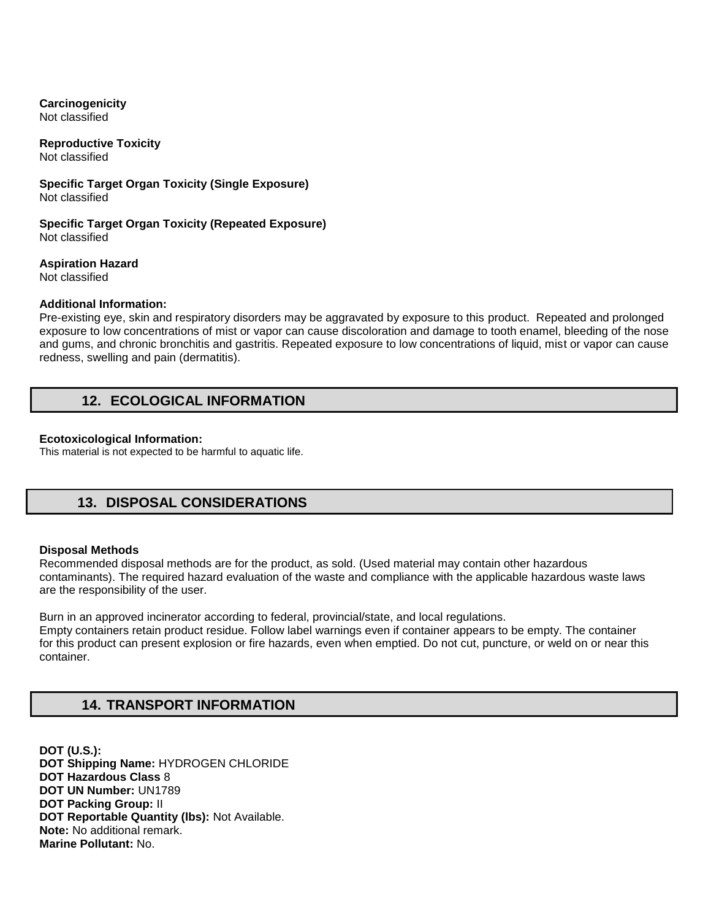**Carcinogenicity**
Not classified

**Reproductive Toxicity**
Not classified

**Specific Target Organ Toxicity (Single Exposure)**
Not classified

**Specific Target Organ Toxicity (Repeated Exposure)**
Not classified

**Aspiration Hazard**
Not classified

**Additional Information:**
Pre-existing eye, skin and respiratory disorders may be aggravated by exposure to this product. Repeated and prolonged exposure to low concentrations of mist or vapor can cause discoloration and damage to tooth enamel, bleeding of the nose and gums, and chronic bronchitis and gastritis. Repeated exposure to low concentrations of liquid, mist or vapor can cause redness, swelling and pain (dermatitis).

## 12. ECOLOGICAL INFORMATION

**Ecotoxicological Information:**
This material is not expected to be harmful to aquatic life.

## 13. DISPOSAL CONSIDERATIONS

**Disposal Methods**
Recommended disposal methods are for the product, as sold. (Used material may contain other hazardous contaminants). The required hazard evaluation of the waste and compliance with the applicable hazardous waste laws are the responsibility of the user.

Burn in an approved incinerator according to federal, provincial/state, and local regulations.
Empty containers retain product residue. Follow label warnings even if container appears to be empty. The container for this product can present explosion or fire hazards, even when emptied. Do not cut, puncture, or weld on or near this container.

## 14. TRANSPORT INFORMATION

**DOT (U.S.):**
**DOT Shipping Name:** HYDROGEN CHLORIDE
**DOT Hazardous Class** 8
**DOT UN Number:** UN1789
**DOT Packing Group:** II
**DOT Reportable Quantity (lbs):** Not Available.
**Note:** No additional remark.
**Marine Pollutant:** No.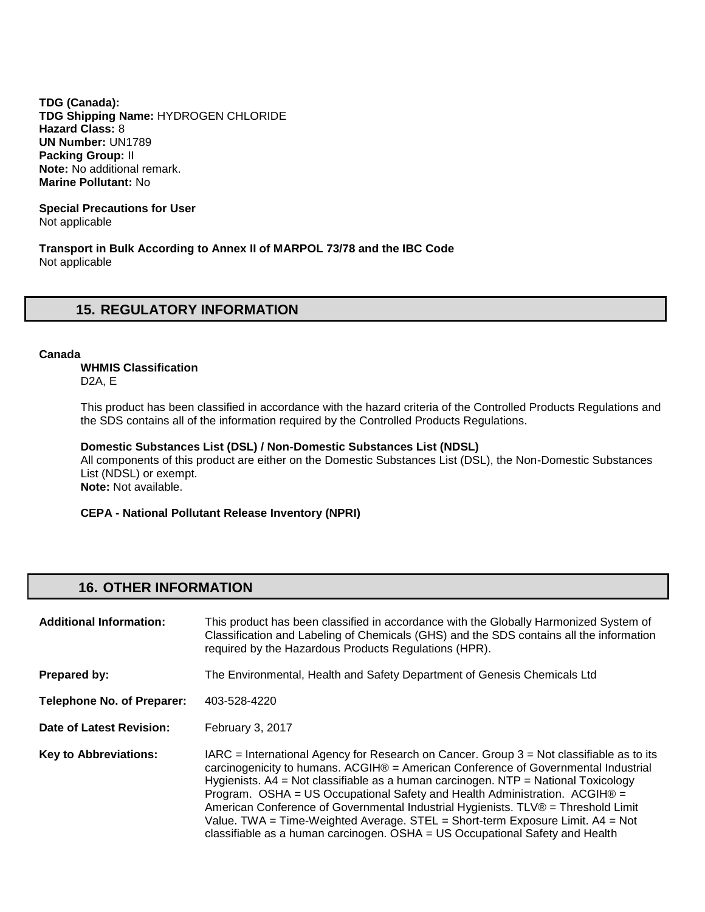**TDG (Canada):**
**TDG Shipping Name:** HYDROGEN CHLORIDE
**Hazard Class:** 8
**UN Number:** UN1789
**Packing Group:** II
**Note:** No additional remark.
**Marine Pollutant:** No

**Special Precautions for User**
Not applicable

**Transport in Bulk According to Annex II of MARPOL 73/78 and the IBC Code**
Not applicable

## 15. REGULATORY INFORMATION

**Canada**

**WHMIS Classification**
D2A, E

This product has been classified in accordance with the hazard criteria of the Controlled Products Regulations and the SDS contains all of the information required by the Controlled Products Regulations.

**Domestic Substances List (DSL) / Non-Domestic Substances List (NDSL)**
All components of this product are either on the Domestic Substances List (DSL), the Non-Domestic Substances List (NDSL) or exempt.
**Note:** Not available.

**CEPA - National Pollutant Release Inventory (NPRI)**

## 16. OTHER INFORMATION

**Additional Information:** This product has been classified in accordance with the Globally Harmonized System of Classification and Labeling of Chemicals (GHS) and the SDS contains all the information required by the Hazardous Products Regulations (HPR).

**Prepared by:** The Environmental, Health and Safety Department of Genesis Chemicals Ltd

**Telephone No. of Preparer:** 403-528-4220

**Date of Latest Revision:** February 3, 2017

**Key to Abbreviations:** IARC = International Agency for Research on Cancer. Group 3 = Not classifiable as to its carcinogenicity to humans. ACGIH® = American Conference of Governmental Industrial Hygienists. A4 = Not classifiable as a human carcinogen. NTP = National Toxicology Program. OSHA = US Occupational Safety and Health Administration. ACGIH® = American Conference of Governmental Industrial Hygienists. TLV® = Threshold Limit Value. TWA = Time-Weighted Average. STEL = Short-term Exposure Limit. A4 = Not classifiable as a human carcinogen. OSHA = US Occupational Safety and Health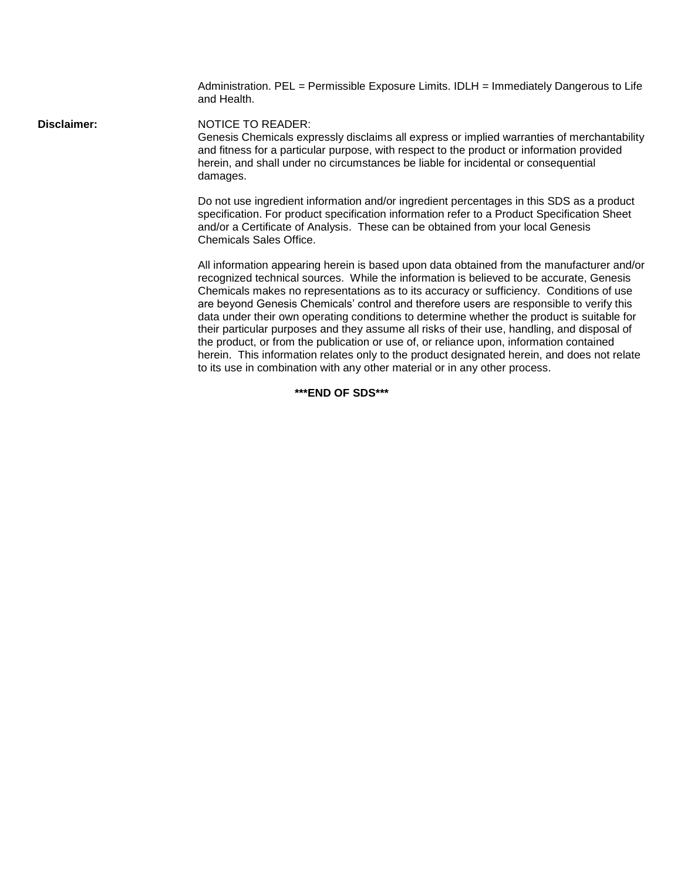Administration. PEL = Permissible Exposure Limits. IDLH = Immediately Dangerous to Life and Health.

**Disclaimer:**

NOTICE TO READER:
Genesis Chemicals expressly disclaims all express or implied warranties of merchantability and fitness for a particular purpose, with respect to the product or information provided herein, and shall under no circumstances be liable for incidental or consequential damages.

Do not use ingredient information and/or ingredient percentages in this SDS as a product specification. For product specification information refer to a Product Specification Sheet and/or a Certificate of Analysis. These can be obtained from your local Genesis Chemicals Sales Office.

All information appearing herein is based upon data obtained from the manufacturer and/or recognized technical sources. While the information is believed to be accurate, Genesis Chemicals makes no representations as to its accuracy or sufficiency. Conditions of use are beyond Genesis Chemicals' control and therefore users are responsible to verify this data under their own operating conditions to determine whether the product is suitable for their particular purposes and they assume all risks of their use, handling, and disposal of the product, or from the publication or use of, or reliance upon, information contained herein. This information relates only to the product designated herein, and does not relate to its use in combination with any other material or in any other process.

**\*\*\*END OF SDS\*\*\***